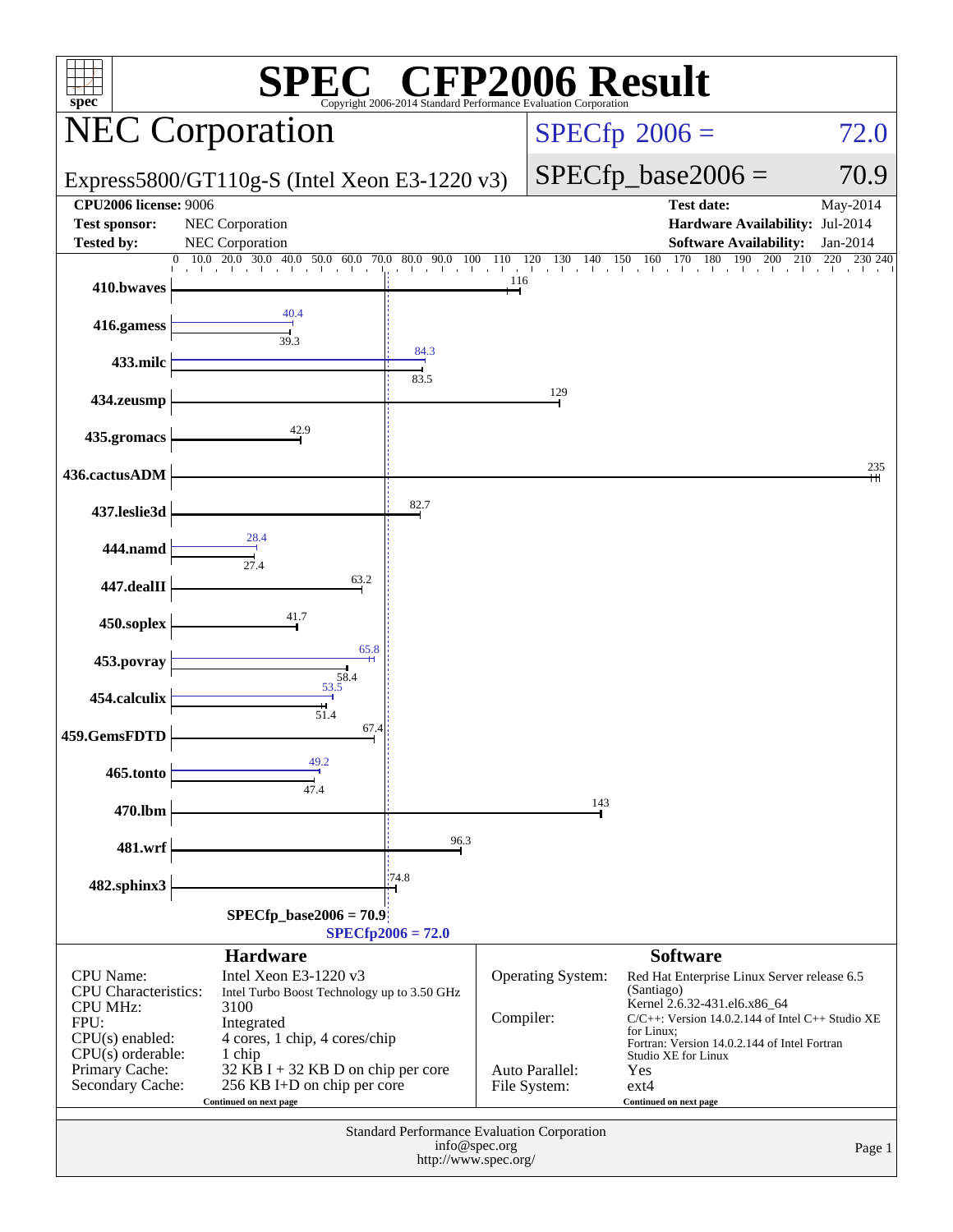# SPEC® CFP2006 Result

Copyright 2006-2014 Standard Performance Evaluation Corporation

## NEC Corporation

**Express5800/GT110g-S (Intel Xeon E3-1220 v3)**

SPECfp 2006 = 72.0

SPECfp_base2006 = 70.9

| | | | |
|---|---|---|---|
| **CPU2006 license:** 9006 | | **Test date:** | May-2014 |
| **Test sponsor:** | NEC Corporation | **Hardware Availability:** | Jul-2014 |
| **Tested by:** | NEC Corporation | **Software Availability:** | Jan-2014 |

| Benchmark | Base | Peak |
|---|---|---|
| 410.bwaves | 116 | |
| 416.gamess | 39.3 | 40.4 |
| 433.milc | 83.5 | 84.3 |
| 434.zeusmp | 129 | |
| 435.gromacs | 42.9 | |
| 436.cactusADM | 235 | |
| 437.leslie3d | 82.7 | |
| 444.namd | 27.4 | 28.4 |
| 447.dealII | 63.2 | |
| 450.soplex | 41.7 | |
| 453.povray | 58.4 | 65.8 |
| 454.calculix | 51.4 | 53.5 |
| 459.GemsFDTD | 67.4 | |
| 465.tonto | 47.4 | 49.2 |
| 470.lbm | 143 | |
| 481.wrf | 96.3 | |
| 482.sphinx3 | 74.8 | |

SPECfp_base2006 = 70.9

SPECfp2006 = 72.0

### Hardware

| | |
|---|---|
| CPU Name: | Intel Xeon E3-1220 v3 |
| CPU Characteristics: | Intel Turbo Boost Technology up to 3.50 GHz |
| CPU MHz: | 3100 |
| FPU: | Integrated |
| CPU(s) enabled: | 4 cores, 1 chip, 4 cores/chip |
| CPU(s) orderable: | 1 chip |
| Primary Cache: | 32 KB I + 32 KB D on chip per core |
| Secondary Cache: | 256 KB I+D on chip per core |

Continued on next page

### Software

| | |
|---|---|
| Operating System: | Red Hat Enterprise Linux Server release 6.5 (Santiago) Kernel 2.6.32-431.el6.x86_64 |
| Compiler: | C/C++: Version 14.0.2.144 of Intel C++ Studio XE for Linux; Fortran: Version 14.0.2.144 of Intel Fortran Studio XE for Linux |
| Auto Parallel: | Yes |
| File System: | ext4 |

Continued on next page

Standard Performance Evaluation Corporation
info@spec.org
http://www.spec.org/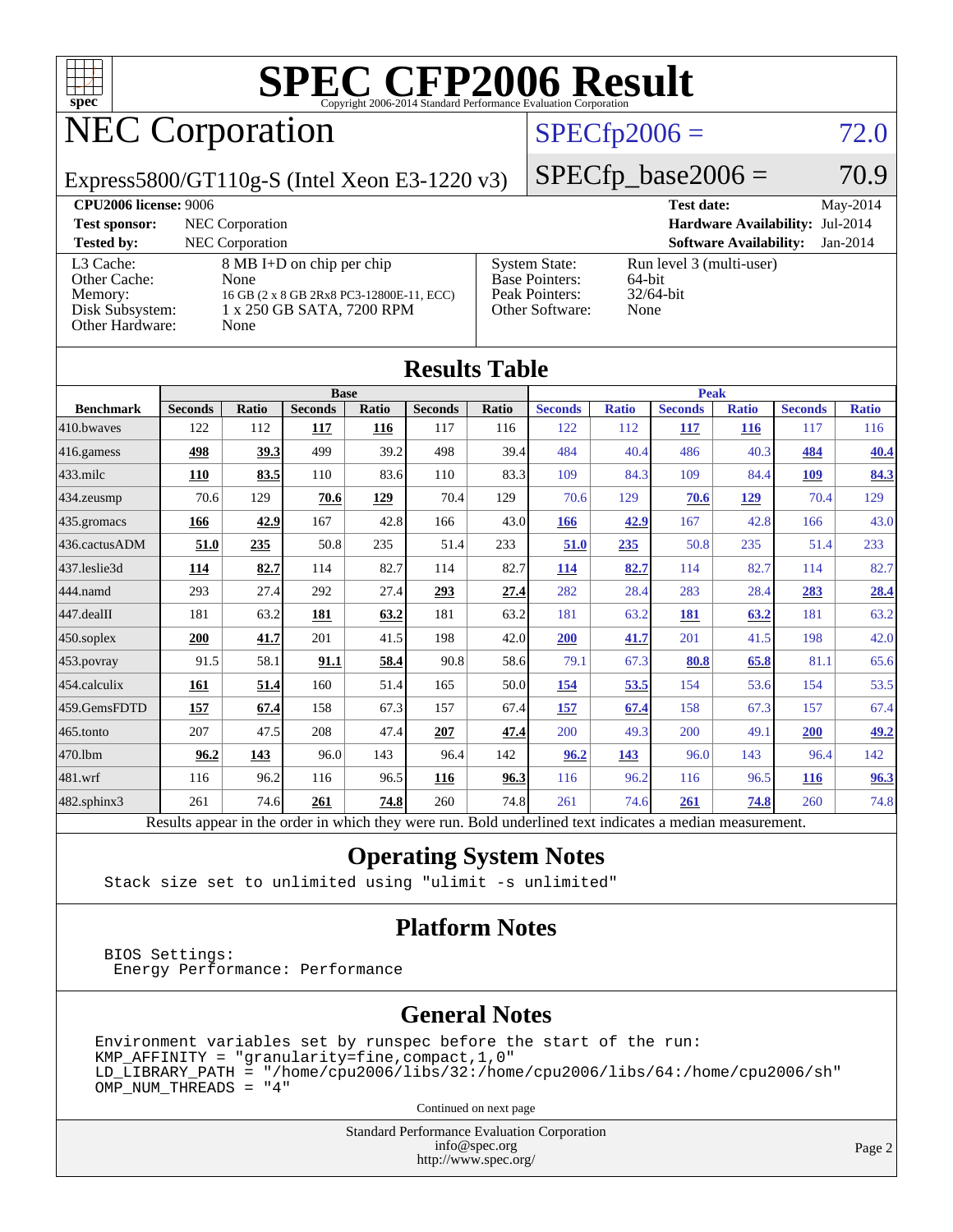# SPEC CFP2006 Result

Copyright 2006-2014 Standard Performance Evaluation Corporation

## NEC Corporation

Express5800/GT110g-S (Intel Xeon E3-1220 v3)

SPECfp2006 = 72.0

SPECfp_base2006 = 70.9

| | | | |
|---|---|---|---|
| **CPU2006 license:** 9006 | | **Test date:** | May-2014 |
| **Test sponsor:** | NEC Corporation | **Hardware Availability:** | Jul-2014 |
| **Tested by:** | NEC Corporation | **Software Availability:** | Jan-2014 |

| | | | |
|---|---|---|---|
| L3 Cache: | 8 MB I+D on chip per chip | System State: | Run level 3 (multi-user) |
| Other Cache: | None | Base Pointers: | 64-bit |
| Memory: | 16 GB (2 x 8 GB 2Rx8 PC3-12800E-11, ECC) | Peak Pointers: | 32/64-bit |
| Disk Subsystem: | 1 x 250 GB SATA, 7200 RPM | Other Software: | None |
| Other Hardware: | None | | |

## Results Table

| | Base | | | | | | Peak | | | | | |
|---|---|---|---|---|---|---|---|---|---|---|---|---|
| **Benchmark** | **Seconds** | **Ratio** | **Seconds** | **Ratio** | **Seconds** | **Ratio** | **Seconds** | **Ratio** | **Seconds** | **Ratio** | **Seconds** | **Ratio** |
| 410.bwaves | 122 | 112 | **117** | **116** | 117 | 116 | 122 | 112 | **117** | **116** | 117 | 116 |
| 416.gamess | **498** | **39.3** | 499 | 39.2 | 498 | 39.4 | 484 | 40.4 | 486 | 40.3 | **484** | **40.4** |
| 433.milc | **110** | **83.5** | 110 | 83.6 | 110 | 83.3 | 109 | 84.3 | 109 | 84.4 | **109** | **84.3** |
| 434.zeusmp | 70.6 | 129 | **70.6** | **129** | 70.4 | 129 | 70.6 | 129 | **70.6** | **129** | 70.4 | 129 |
| 435.gromacs | **166** | **42.9** | 167 | 42.8 | 166 | 43.0 | **166** | **42.9** | 167 | 42.8 | 166 | 43.0 |
| 436.cactusADM | **51.0** | **235** | 50.8 | 235 | 51.4 | 233 | **51.0** | **235** | 50.8 | 235 | 51.4 | 233 |
| 437.leslie3d | **114** | **82.7** | 114 | 82.7 | 114 | 82.7 | **114** | **82.7** | 114 | 82.7 | 114 | 82.7 |
| 444.namd | 293 | 27.4 | 292 | 27.4 | **293** | **27.4** | 282 | 28.4 | 283 | 28.4 | **283** | **28.4** |
| 447.dealII | 181 | 63.2 | **181** | **63.2** | 181 | 63.2 | 181 | 63.2 | **181** | **63.2** | 181 | 63.2 |
| 450.soplex | **200** | **41.7** | 201 | 41.5 | 198 | 42.0 | **200** | **41.7** | 201 | 41.5 | 198 | 42.0 |
| 453.povray | 91.5 | 58.1 | **91.1** | **58.4** | 90.8 | 58.6 | 79.1 | 67.3 | **80.8** | **65.8** | 81.1 | 65.6 |
| 454.calculix | **161** | **51.4** | 160 | 51.4 | 165 | 50.0 | **154** | **53.5** | 154 | 53.6 | 154 | 53.5 |
| 459.GemsFDTD | **157** | **67.4** | 158 | 67.3 | 157 | 67.4 | **157** | **67.4** | 158 | 67.3 | 157 | 67.4 |
| 465.tonto | 207 | 47.5 | 208 | 47.4 | **207** | **47.4** | 200 | 49.3 | 200 | 49.1 | **200** | **49.2** |
| 470.lbm | **96.2** | **143** | 96.0 | 143 | 96.4 | 142 | **96.2** | **143** | 96.0 | 143 | 96.4 | 142 |
| 481.wrf | 116 | 96.2 | 116 | 96.5 | **116** | **96.3** | 116 | 96.2 | 116 | 96.5 | **116** | **96.3** |
| 482.sphinx3 | 261 | 74.6 | **261** | **74.8** | 260 | 74.8 | 261 | 74.6 | **261** | **74.8** | 260 | 74.8 |

Results appear in the order in which they were run. Bold underlined text indicates a median measurement.

## Operating System Notes

```
Stack size set to unlimited using "ulimit -s unlimited"
```

## Platform Notes

```
BIOS Settings:
 Energy Performance: Performance
```

## General Notes

```
Environment variables set by runspec before the start of the run:
KMP_AFFINITY = "granularity=fine,compact,1,0"
LD_LIBRARY_PATH = "/home/cpu2006/libs/32:/home/cpu2006/libs/64:/home/cpu2006/sh"
OMP_NUM_THREADS = "4"
```

Continued on next page

Standard Performance Evaluation Corporation
info@spec.org
http://www.spec.org/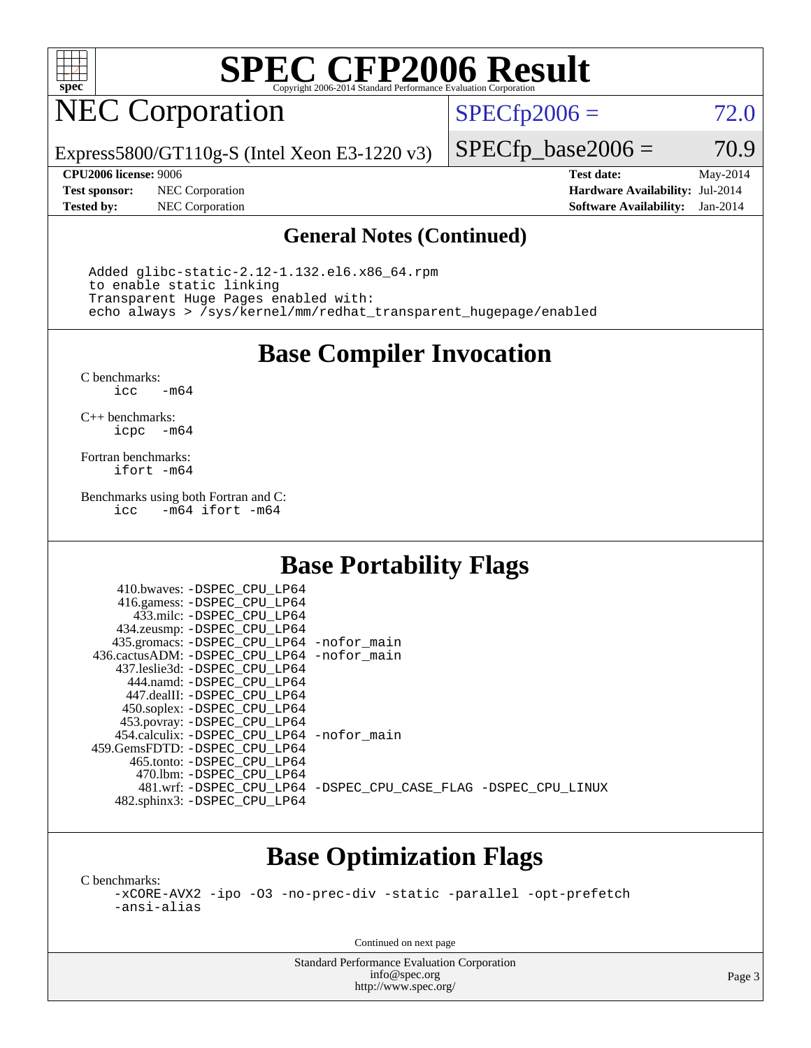# SPEC CFP2006 Result

Copyright 2006-2014 Standard Performance Evaluation Corporation

## NEC Corporation

Express5800/GT110g-S (Intel Xeon E3-1220 v3)

SPECfp2006 = 72.0

SPECfp_base2006 = 70.9

| | | | |
|---|---|---|---|
| **CPU2006 license:** 9006 | | **Test date:** | May-2014 |
| **Test sponsor:** | NEC Corporation | **Hardware Availability:** | Jul-2014 |
| **Tested by:** | NEC Corporation | **Software Availability:** | Jan-2014 |

## General Notes (Continued)

```
Added glibc-static-2.12-1.132.el6.x86_64.rpm
to enable static linking
Transparent Huge Pages enabled with:
echo always > /sys/kernel/mm/redhat_transparent_hugepage/enabled
```

## Base Compiler Invocation

C benchmarks:
```
icc   -m64
```

C++ benchmarks:
```
icpc  -m64
```

Fortran benchmarks:
```
ifort -m64
```

Benchmarks using both Fortran and C:
```
icc   -m64 ifort -m64
```

## Base Portability Flags

| | |
|---|---|
| 410.bwaves: | -DSPEC_CPU_LP64 |
| 416.gamess: | -DSPEC_CPU_LP64 |
| 433.milc: | -DSPEC_CPU_LP64 |
| 434.zeusmp: | -DSPEC_CPU_LP64 |
| 435.gromacs: | -DSPEC_CPU_LP64 -nofor_main |
| 436.cactusADM: | -DSPEC_CPU_LP64 -nofor_main |
| 437.leslie3d: | -DSPEC_CPU_LP64 |
| 444.namd: | -DSPEC_CPU_LP64 |
| 447.dealII: | -DSPEC_CPU_LP64 |
| 450.soplex: | -DSPEC_CPU_LP64 |
| 453.povray: | -DSPEC_CPU_LP64 |
| 454.calculix: | -DSPEC_CPU_LP64 -nofor_main |
| 459.GemsFDTD: | -DSPEC_CPU_LP64 |
| 465.tonto: | -DSPEC_CPU_LP64 |
| 470.lbm: | -DSPEC_CPU_LP64 |
| 481.wrf: | -DSPEC_CPU_LP64 -DSPEC_CPU_CASE_FLAG -DSPEC_CPU_LINUX |
| 482.sphinx3: | -DSPEC_CPU_LP64 |

## Base Optimization Flags

C benchmarks:
```
-xCORE-AVX2 -ipo -O3 -no-prec-div -static -parallel -opt-prefetch
-ansi-alias
```

Continued on next page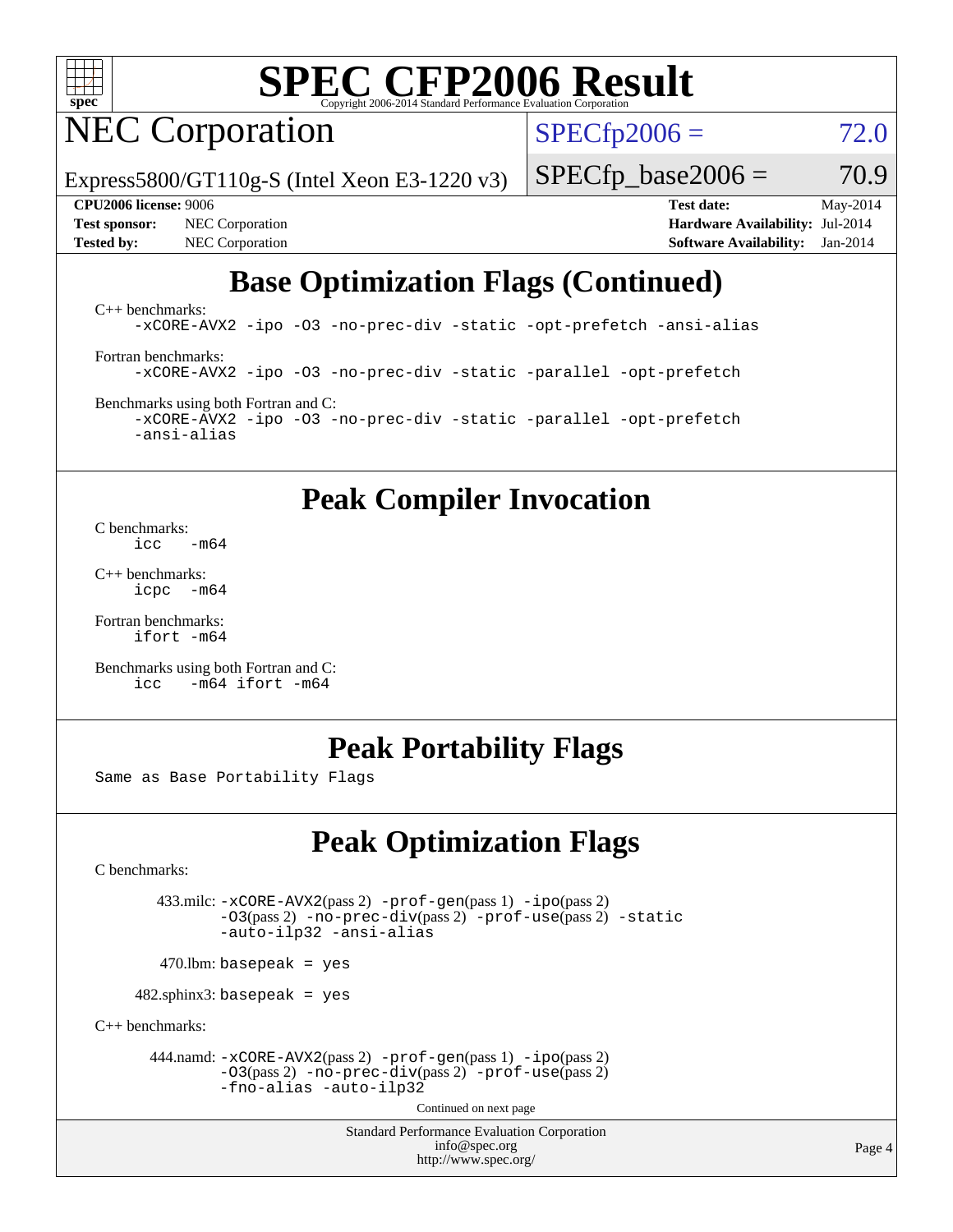# SPEC CFP2006 Result

NEC Corporation

Express5800/GT110g-S (Intel Xeon E3-1220 v3)

SPECfp2006 = 72.0

SPECfp_base2006 = 70.9

**CPU2006 license:** 9006
**Test sponsor:** NEC Corporation
**Tested by:** NEC Corporation

**Test date:** May-2014
**Hardware Availability:** Jul-2014
**Software Availability:** Jan-2014

## Base Optimization Flags (Continued)

C++ benchmarks:

```
-xCORE-AVX2 -ipo -O3 -no-prec-div -static -opt-prefetch -ansi-alias
```

Fortran benchmarks:

```
-xCORE-AVX2 -ipo -O3 -no-prec-div -static -parallel -opt-prefetch
```

Benchmarks using both Fortran and C:

```
-xCORE-AVX2 -ipo -O3 -no-prec-div -static -parallel -opt-prefetch
-ansi-alias
```

## Peak Compiler Invocation

C benchmarks:

```
icc   -m64
```

C++ benchmarks:

```
icpc  -m64
```

Fortran benchmarks:

```
ifort -m64
```

Benchmarks using both Fortran and C:

```
icc   -m64 ifort -m64
```

## Peak Portability Flags

Same as Base Portability Flags

## Peak Optimization Flags

C benchmarks:

433.milc: -xCORE-AVX2(pass 2) -prof-gen(pass 1) -ipo(pass 2) -O3(pass 2) -no-prec-div(pass 2) -prof-use(pass 2) -static -auto-ilp32 -ansi-alias

470.lbm: basepeak = yes

482.sphinx3: basepeak = yes

C++ benchmarks:

444.namd: -xCORE-AVX2(pass 2) -prof-gen(pass 1) -ipo(pass 2) -O3(pass 2) -no-prec-div(pass 2) -prof-use(pass 2) -fno-alias -auto-ilp32

Continued on next page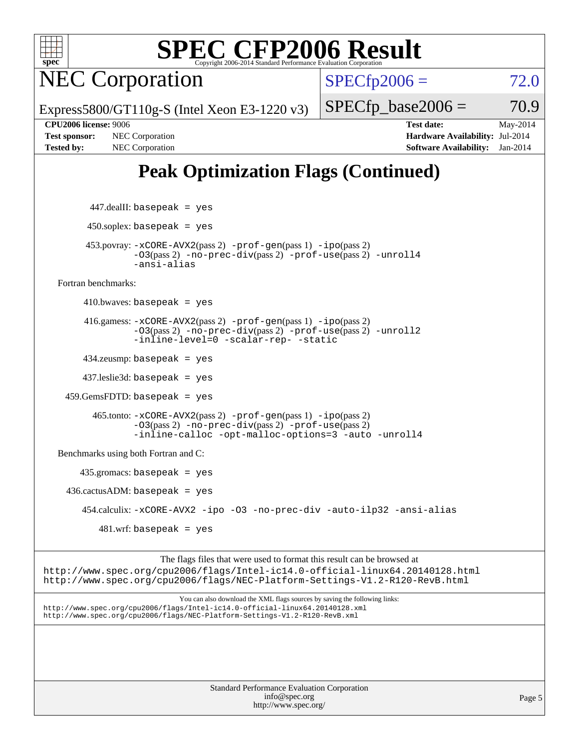# SPEC CFP2006 Result

Copyright 2006-2014 Standard Performance Evaluation Corporation

## NEC Corporation

Express5800/GT110g-S (Intel Xeon E3-1220 v3)

SPECfp2006 = 72.0

SPECfp_base2006 = 70.9

**CPU2006 license:** 9006
**Test sponsor:** NEC Corporation
**Tested by:** NEC Corporation

**Test date:** May-2014
**Hardware Availability:** Jul-2014
**Software Availability:** Jan-2014

## Peak Optimization Flags (Continued)

447.dealII: `basepeak = yes`

450.soplex: `basepeak = yes`

453.povray: `-xCORE-AVX2`(pass 2) `-prof-gen`(pass 1) `-ipo`(pass 2) `-O3`(pass 2) `-no-prec-div`(pass 2) `-prof-use`(pass 2) `-unroll4` `-ansi-alias`

Fortran benchmarks:

410.bwaves: `basepeak = yes`

416.gamess: `-xCORE-AVX2`(pass 2) `-prof-gen`(pass 1) `-ipo`(pass 2) `-O3`(pass 2) `-no-prec-div`(pass 2) `-prof-use`(pass 2) `-unroll2` `-inline-level=0` `-scalar-rep-` `-static`

434.zeusmp: `basepeak = yes`

437.leslie3d: `basepeak = yes`

459.GemsFDTD: `basepeak = yes`

465.tonto: `-xCORE-AVX2`(pass 2) `-prof-gen`(pass 1) `-ipo`(pass 2) `-O3`(pass 2) `-no-prec-div`(pass 2) `-prof-use`(pass 2) `-inline-calloc` `-opt-malloc-options=3` `-auto` `-unroll4`

Benchmarks using both Fortran and C:

435.gromacs: `basepeak = yes`

436.cactusADM: `basepeak = yes`

454.calculix: `-xCORE-AVX2` `-ipo` `-O3` `-no-prec-div` `-auto-ilp32` `-ansi-alias`

481.wrf: `basepeak = yes`

The flags files that were used to format this result can be browsed at
http://www.spec.org/cpu2006/flags/Intel-ic14.0-official-linux64.20140128.html
http://www.spec.org/cpu2006/flags/NEC-Platform-Settings-V1.2-R120-RevB.html

You can also download the XML flags sources by saving the following links:
http://www.spec.org/cpu2006/flags/Intel-ic14.0-official-linux64.20140128.xml
http://www.spec.org/cpu2006/flags/NEC-Platform-Settings-V1.2-R120-RevB.xml

Standard Performance Evaluation Corporation
info@spec.org
http://www.spec.org/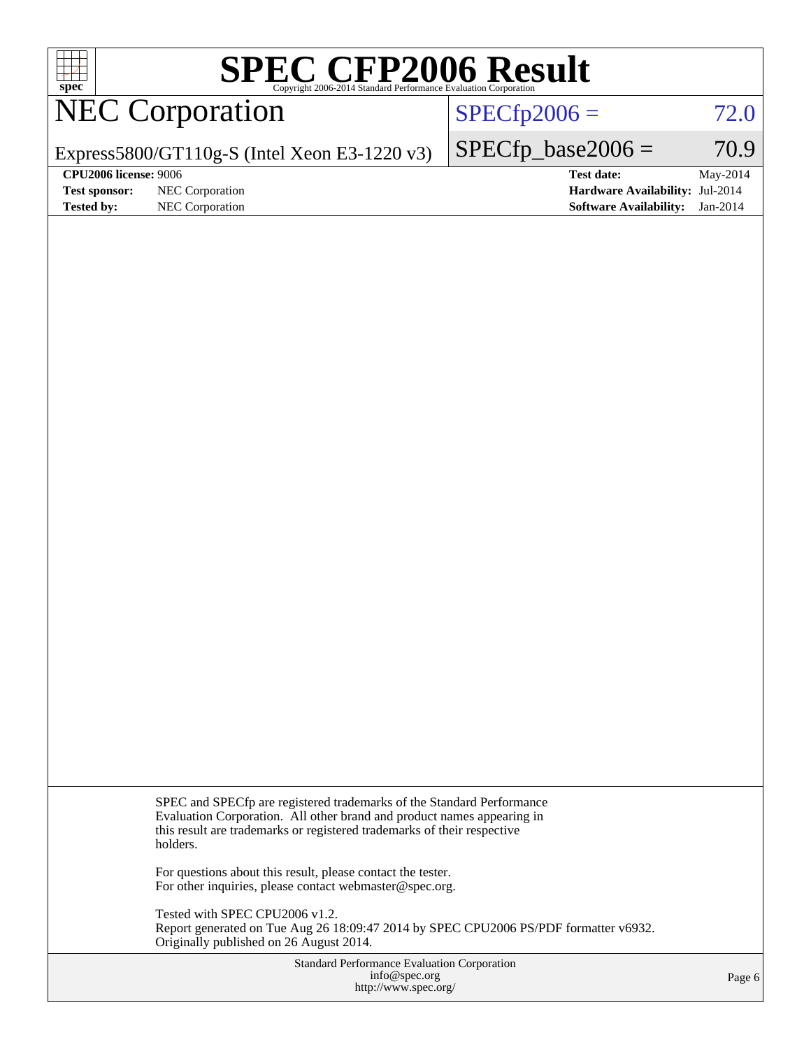# SPEC CFP2006 Result

Copyright 2006-2014 Standard Performance Evaluation Corporation

## NEC Corporation

Express5800/GT110g-S (Intel Xeon E3-1220 v3)

SPECfp2006 = 72.0

SPECfp_base2006 = 70.9

**CPU2006 license:** 9006
**Test sponsor:** NEC Corporation
**Tested by:** NEC Corporation

**Test date:** May-2014
**Hardware Availability:** Jul-2014
**Software Availability:** Jan-2014

SPEC and SPECfp are registered trademarks of the Standard Performance Evaluation Corporation. All other brand and product names appearing in this result are trademarks or registered trademarks of their respective holders.

For questions about this result, please contact the tester.
For other inquiries, please contact webmaster@spec.org.

Tested with SPEC CPU2006 v1.2.
Report generated on Tue Aug 26 18:09:47 2014 by SPEC CPU2006 PS/PDF formatter v6932.
Originally published on 26 August 2014.

Standard Performance Evaluation Corporation
info@spec.org
http://www.spec.org/